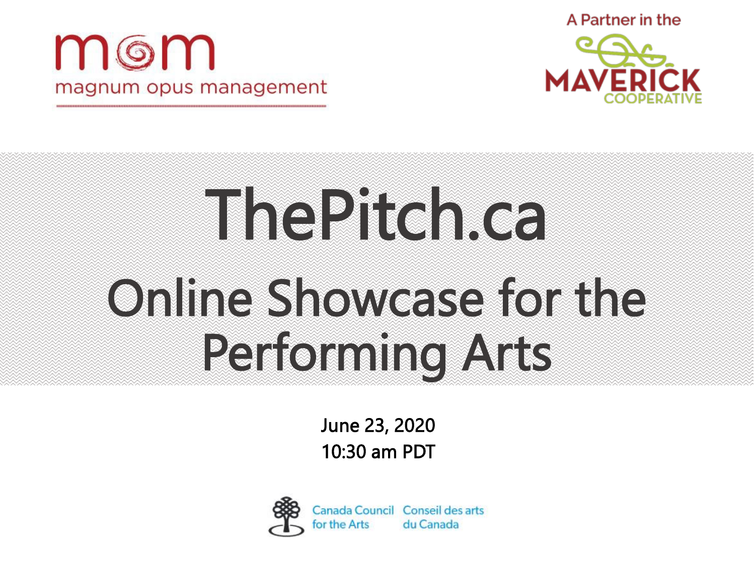mom

magnum opus management

A Partner in the

MAVERICK COOPERATIVE

# ThePitch.ca

## Online Showcase for the Performing Arts

June 23, 2020
10:30 am PDT

Canada Council for the Arts | Conseil des arts du Canada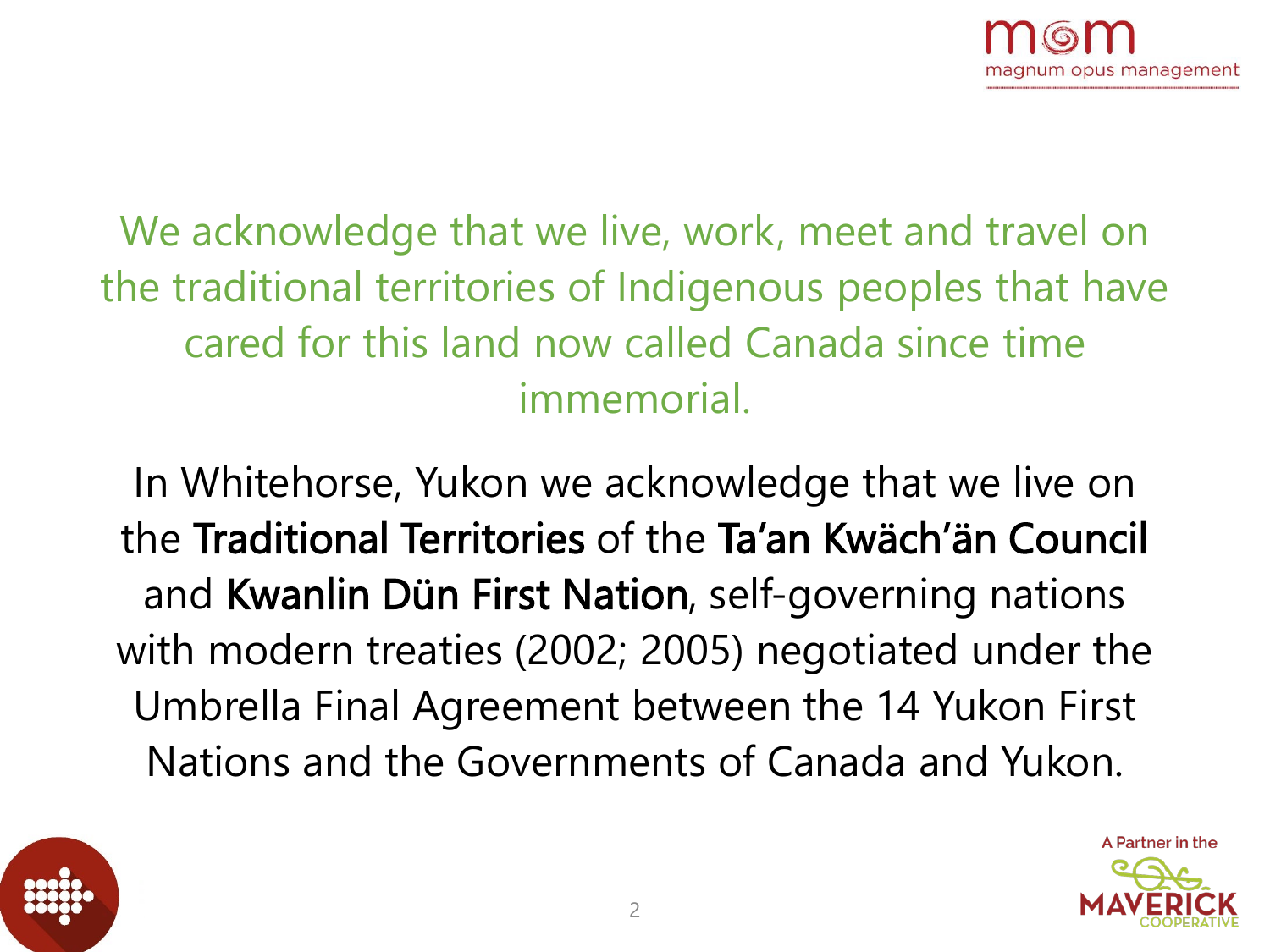We acknowledge that we live, work, meet and travel on the traditional territories of Indigenous peoples that have cared for this land now called Canada since time immemorial.

In Whitehorse, Yukon we acknowledge that we live on the **Traditional Territories** of the **Ta'an Kwäch'än Council** and **Kwanlin Dün First Nation**, self-governing nations with modern treaties (2002; 2005) negotiated under the Umbrella Final Agreement between the 14 Yukon First Nations and the Governments of Canada and Yukon.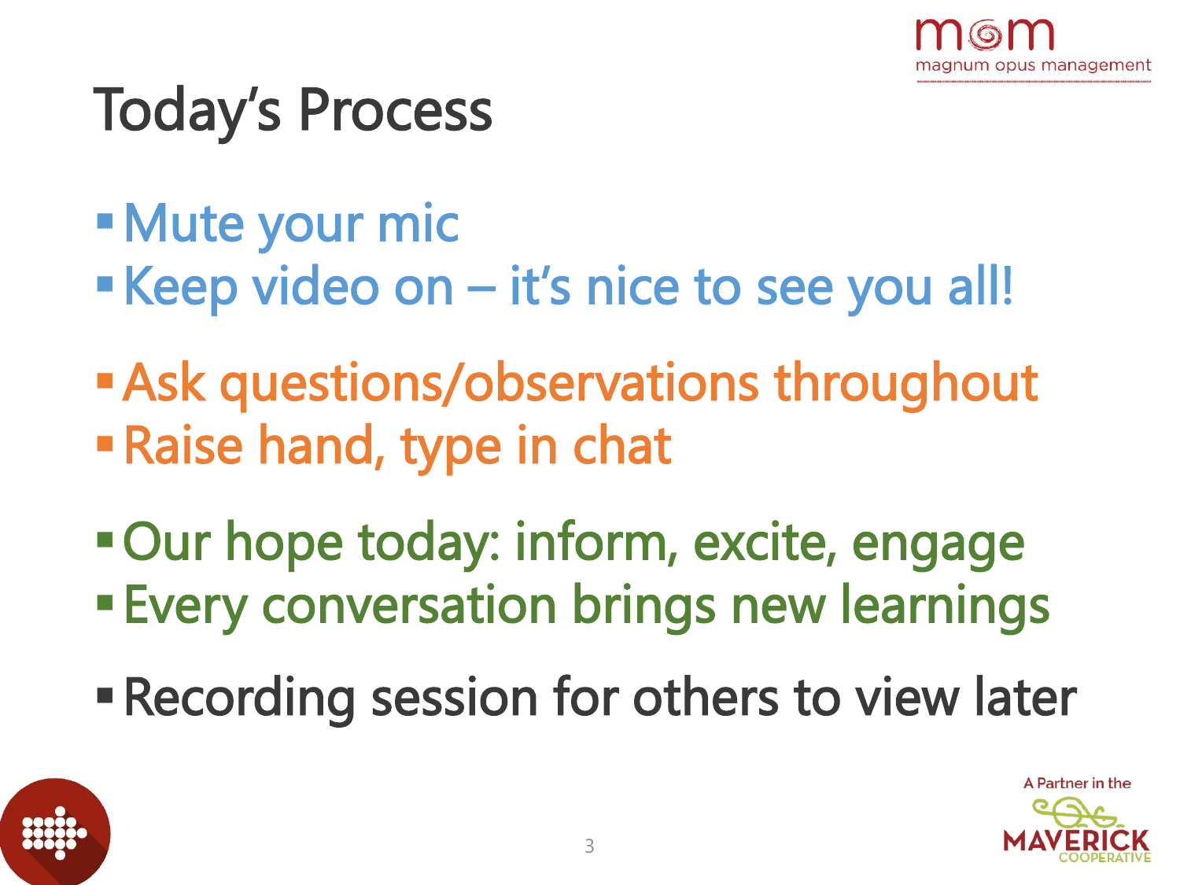# Today's Process

- Mute your mic
- Keep video on – it's nice to see you all!

- Ask questions/observations throughout
- Raise hand, type in chat

- Our hope today: inform, excite, engage
- Every conversation brings new learnings

- Recording session for others to view later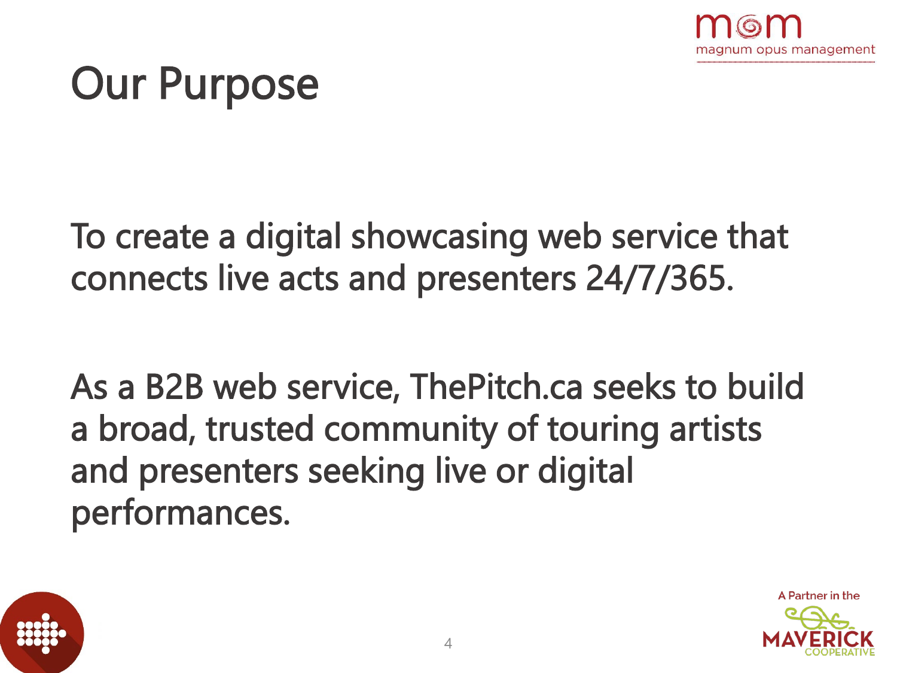# Our Purpose

To create a digital showcasing web service that connects live acts and presenters 24/7/365.

As a B2B web service, ThePitch.ca seeks to build a broad, trusted community of touring artists and presenters seeking live or digital performances.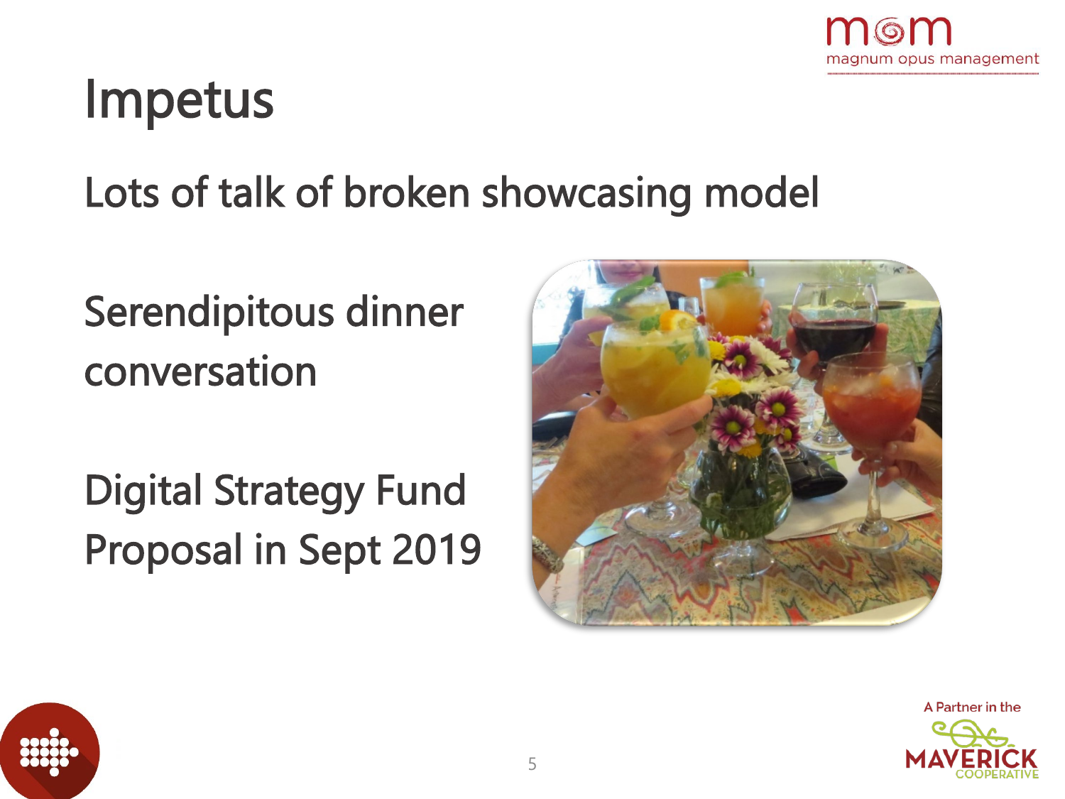# Impetus

Lots of talk of broken showcasing model

Serendipitous dinner conversation

Digital Strategy Fund Proposal in Sept 2019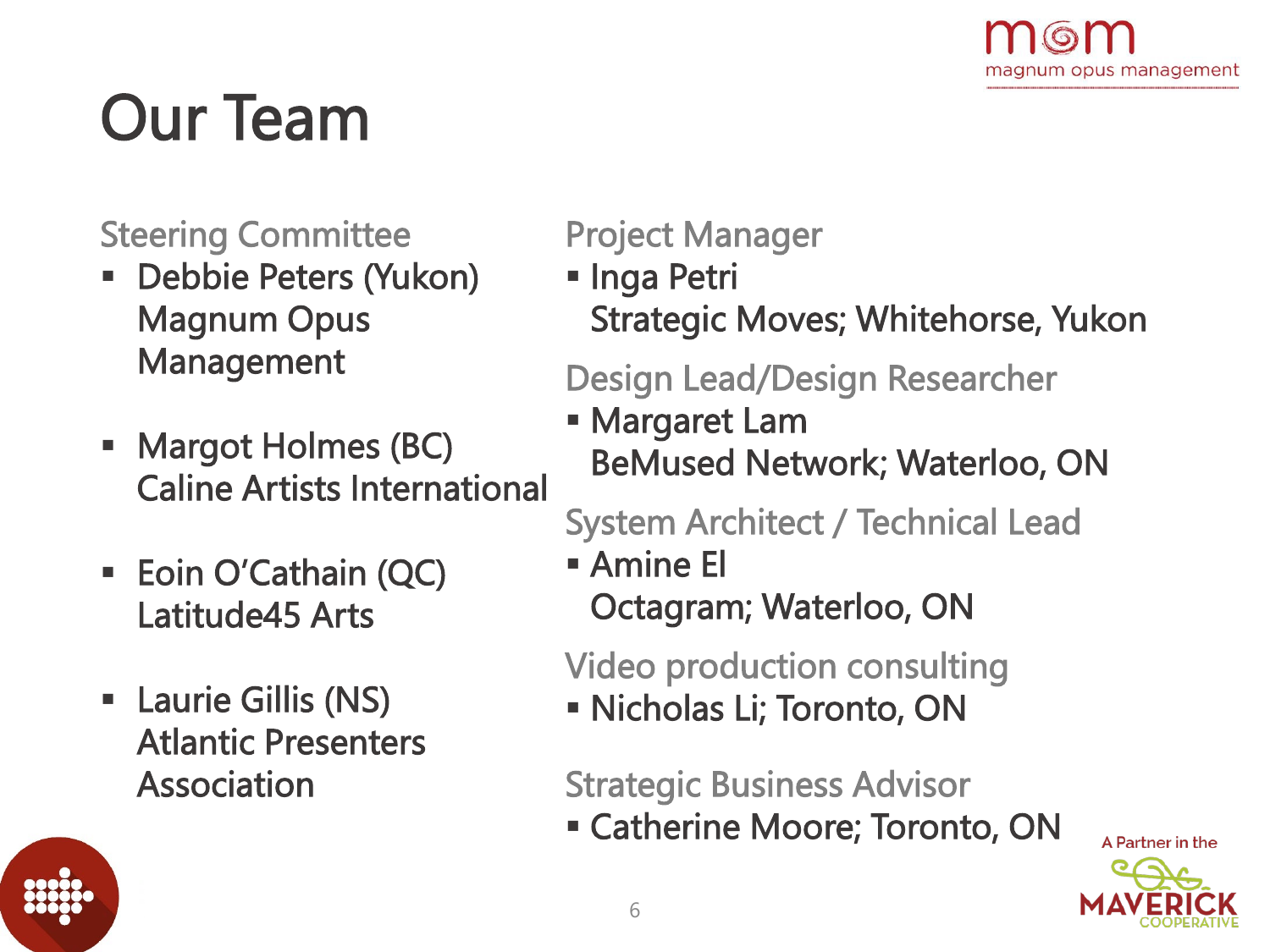# Our Team

## Steering Committee

- Debbie Peters (Yukon)
  Magnum Opus Management

- Margot Holmes (BC)
  Caline Artists International

- Eoin O'Cathain (QC)
  Latitude45 Arts

- Laurie Gillis (NS)
  Atlantic Presenters Association

## Project Manager

- Inga Petri
  Strategic Moves; Whitehorse, Yukon

## Design Lead/Design Researcher

- Margaret Lam
  BeMused Network; Waterloo, ON

## System Architect / Technical Lead

- Amine El
  Octagram; Waterloo, ON

## Video production consulting

- Nicholas Li; Toronto, ON

## Strategic Business Advisor

- Catherine Moore; Toronto, ON

A Partner in the MAVERICK COOPERATIVE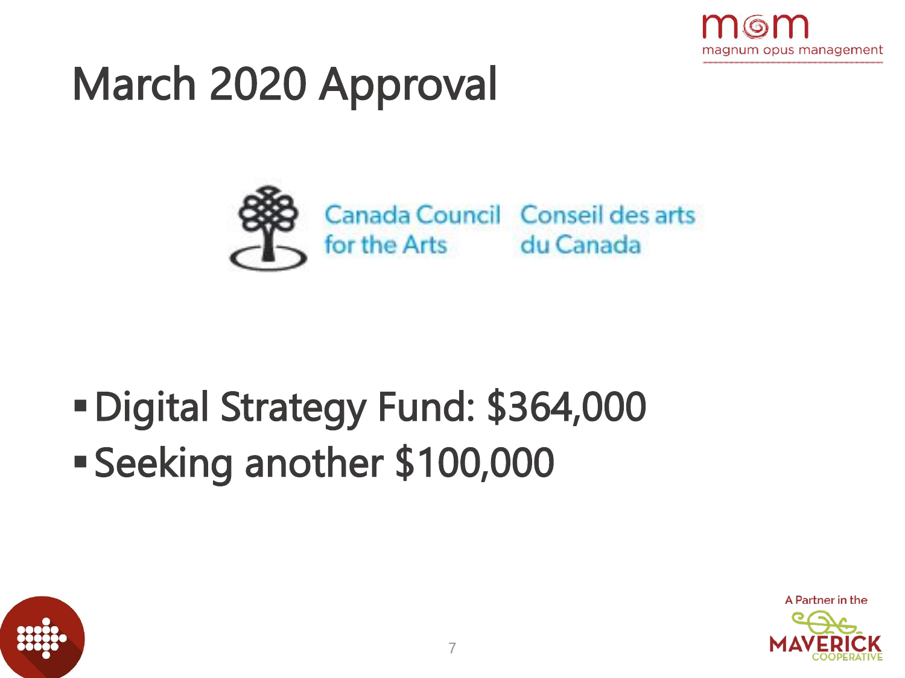# March 2020 Approval

Canada Council for the Arts | Conseil des arts du Canada

- Digital Strategy Fund: $364,000
- Seeking another $100,000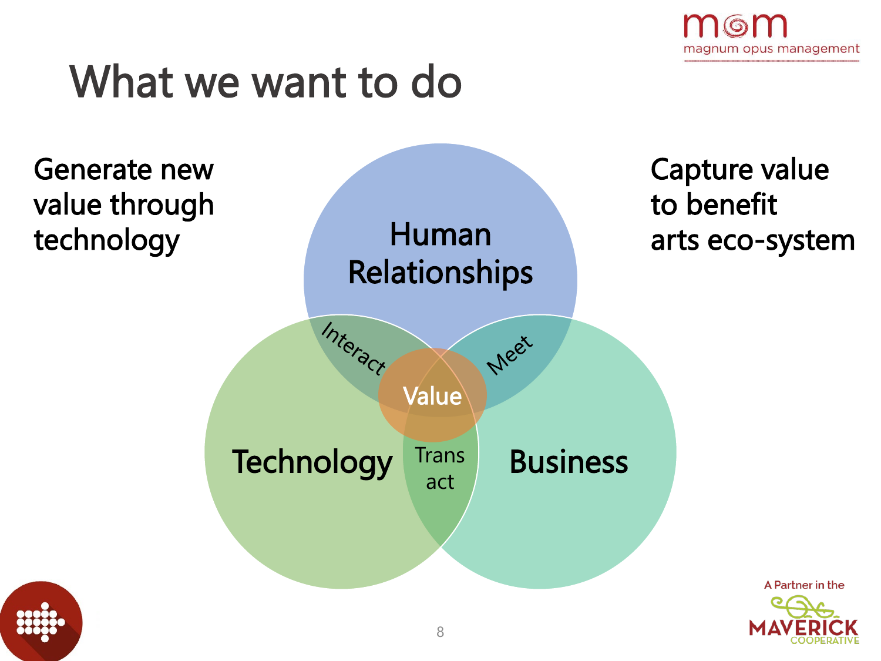# What we want to do

Generate new value through technology

Capture value to benefit arts eco-system

Human Relationships

Technology

Business

Interact

Meet

Trans act

Value

A Partner in the MAVERICK COOPERATIVE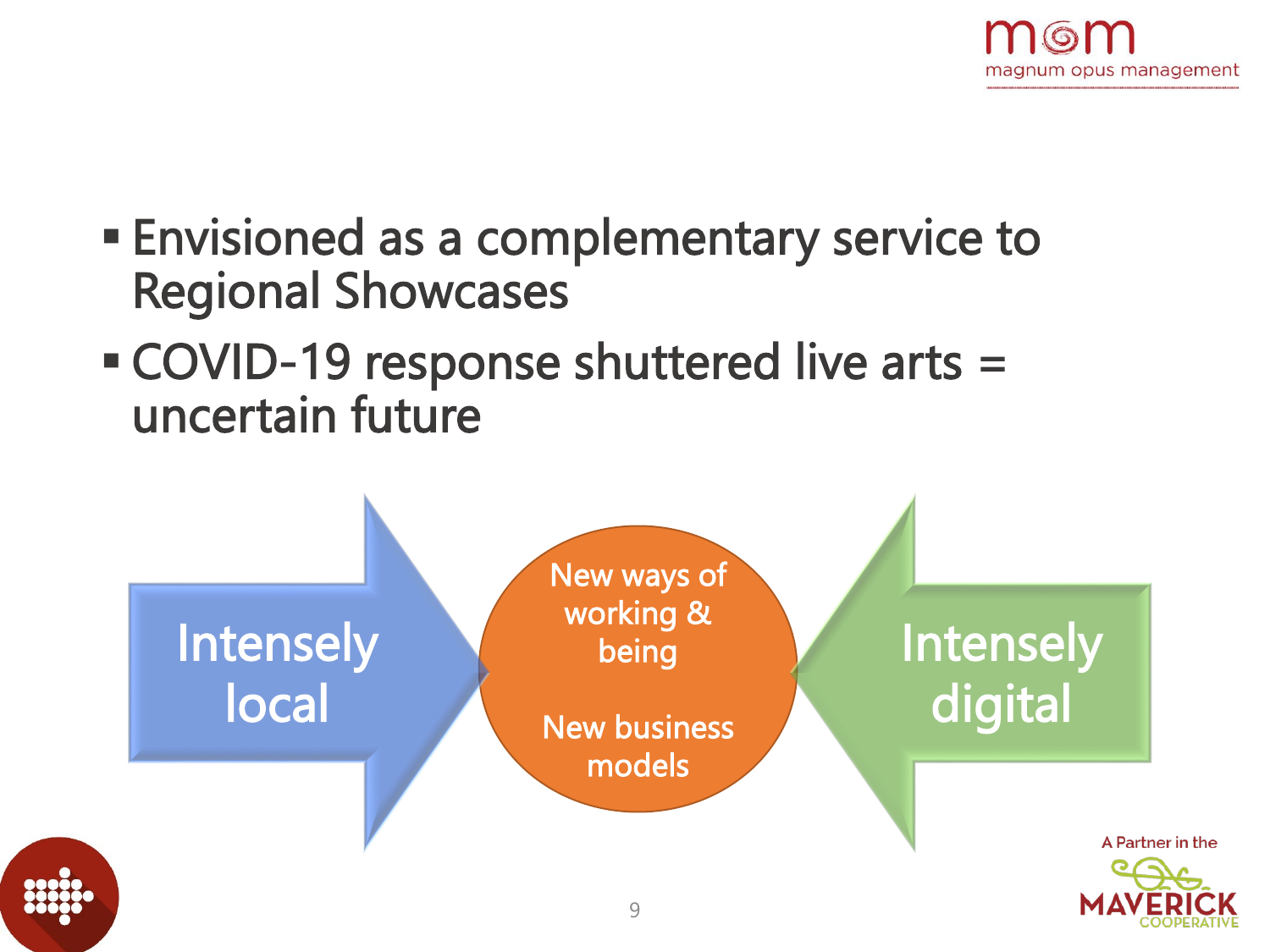- Envisioned as a complementary service to Regional Showcases
- COVID-19 response shuttered live arts = uncertain future

Intensely local → New ways of working & being / New business models ← Intensely digital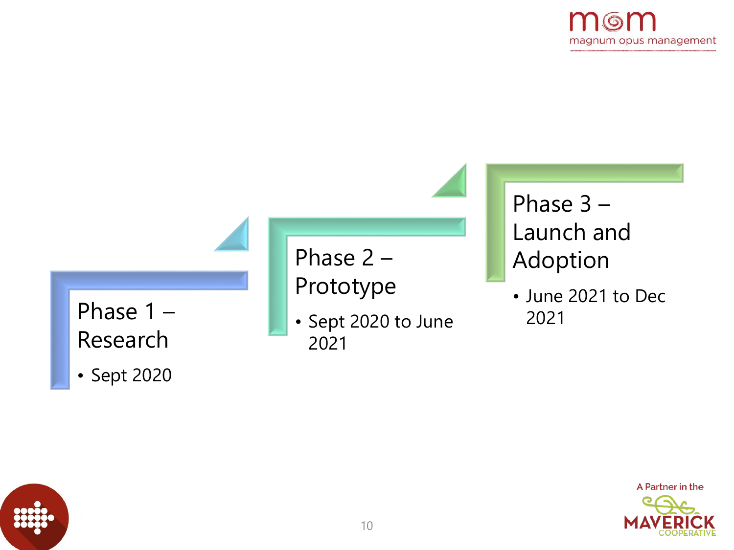## Phase 1 – Research

- Sept 2020

## Phase 2 – Prototype

- Sept 2020 to June 2021

## Phase 3 – Launch and Adoption

- June 2021 to Dec 2021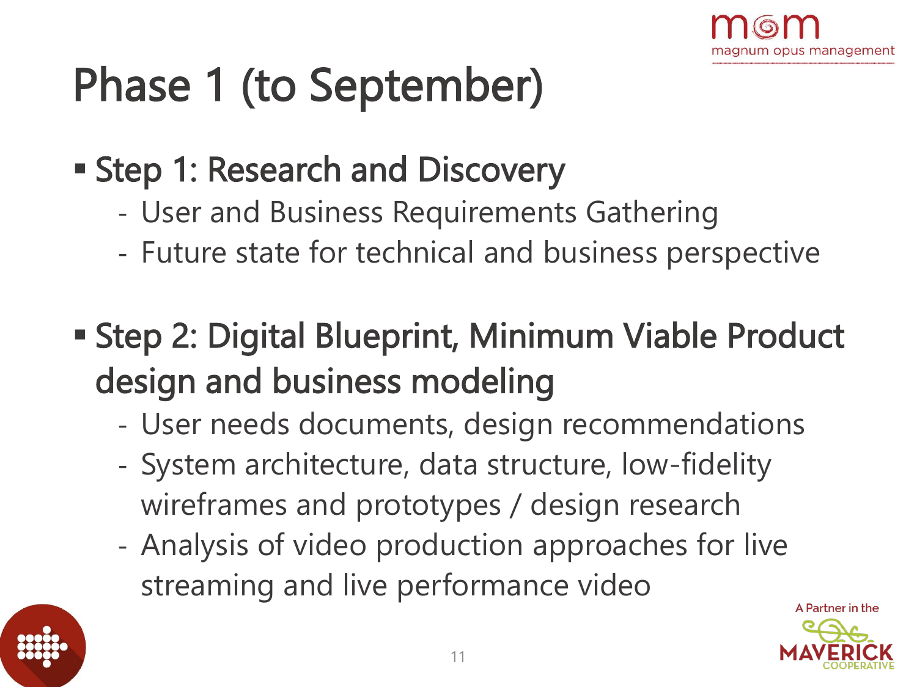# Phase 1 (to September)

- **Step 1: Research and Discovery**
  - User and Business Requirements Gathering
  - Future state for technical and business perspective

- **Step 2: Digital Blueprint, Minimum Viable Product design and business modeling**
  - User needs documents, design recommendations
  - System architecture, data structure, low-fidelity wireframes and prototypes / design research
  - Analysis of video production approaches for live streaming and live performance video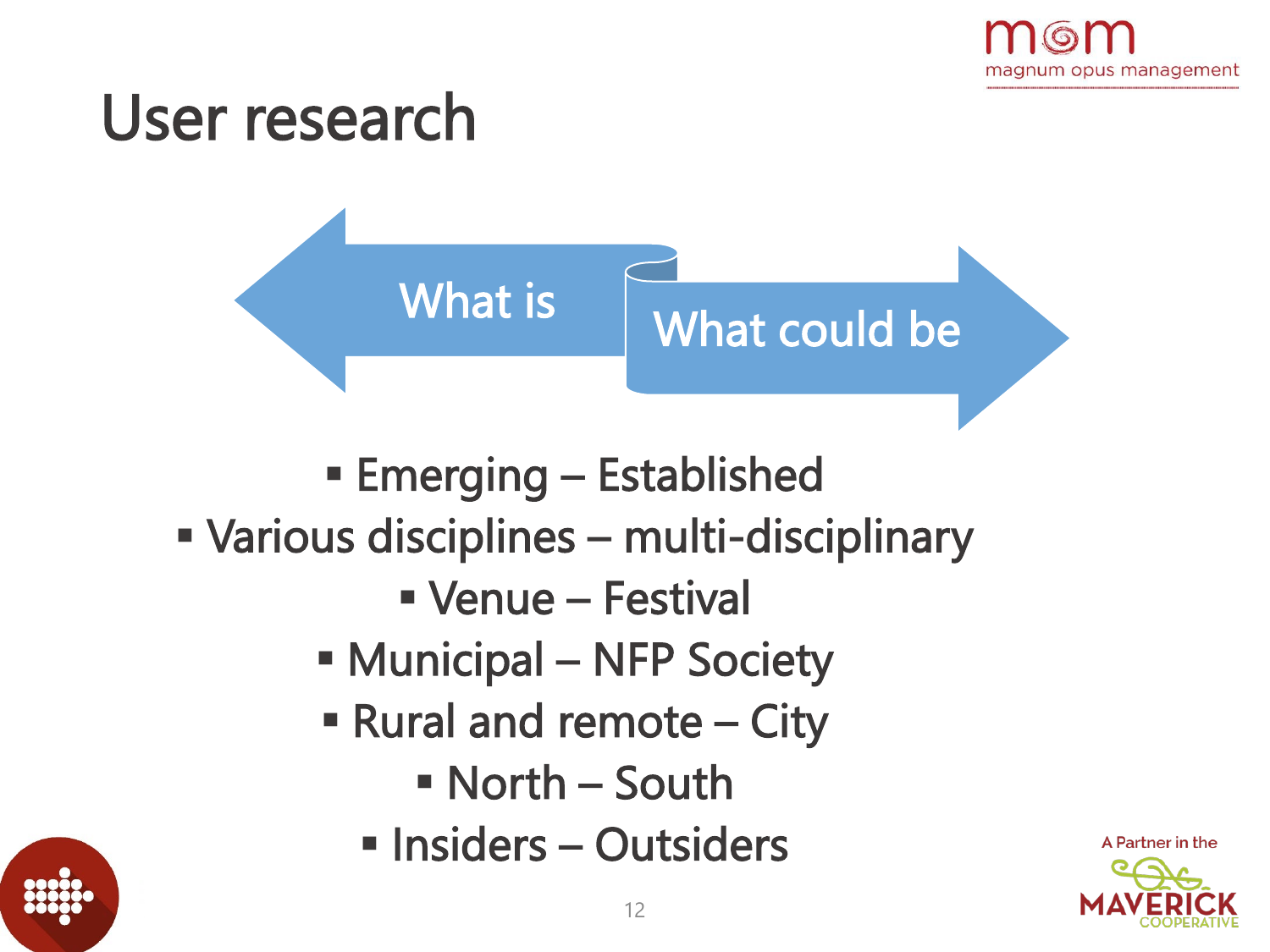# User research

What is

What could be

- Emerging – Established
- Various disciplines – multi-disciplinary
- Venue – Festival
- Municipal – NFP Society
- Rural and remote – City
- North – South
- Insiders – Outsiders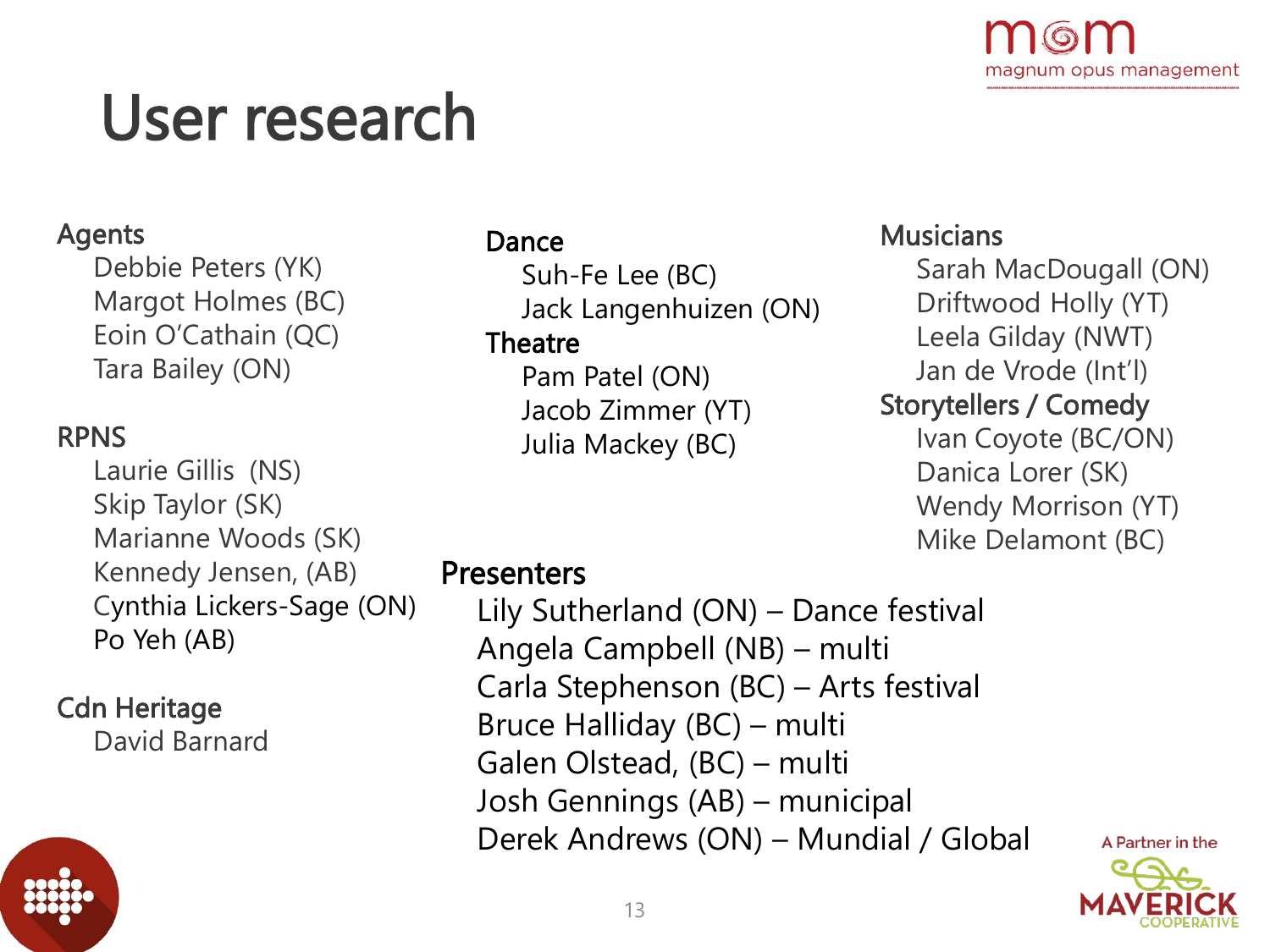# User research

**Agents**

- Debbie Peters (YK)
- Margot Holmes (BC)
- Eoin O'Cathain (QC)
- Tara Bailey (ON)

**RPNS**

- Laurie Gillis (NS)
- Skip Taylor (SK)
- Marianne Woods (SK)
- Kennedy Jensen, (AB)
- Cynthia Lickers-Sage (ON)
- Po Yeh (AB)

**Cdn Heritage**

- David Barnard

**Dance**

- Suh-Fe Lee (BC)
- Jack Langenhuizen (ON)

**Theatre**

- Pam Patel (ON)
- Jacob Zimmer (YT)
- Julia Mackey (BC)

**Musicians**

- Sarah MacDougall (ON)
- Driftwood Holly (YT)
- Leela Gilday (NWT)
- Jan de Vrode (Int'l)

**Storytellers / Comedy**

- Ivan Coyote (BC/ON)
- Danica Lorer (SK)
- Wendy Morrison (YT)
- Mike Delamont (BC)

**Presenters**

- Lily Sutherland (ON) – Dance festival
- Angela Campbell (NB) – multi
- Carla Stephenson (BC) – Arts festival
- Bruce Halliday (BC) – multi
- Galen Olstead, (BC) – multi
- Josh Gennings (AB) – municipal
- Derek Andrews (ON) – Mundial / Global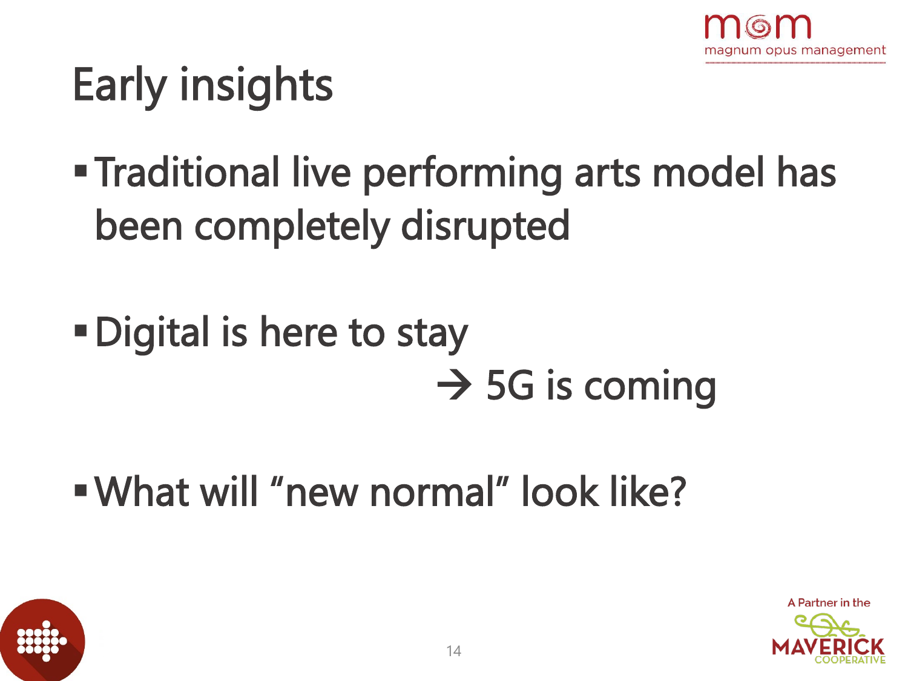# Early insights

- Traditional live performing arts model has been completely disrupted

- Digital is here to stay
  → 5G is coming

- What will "new normal" look like?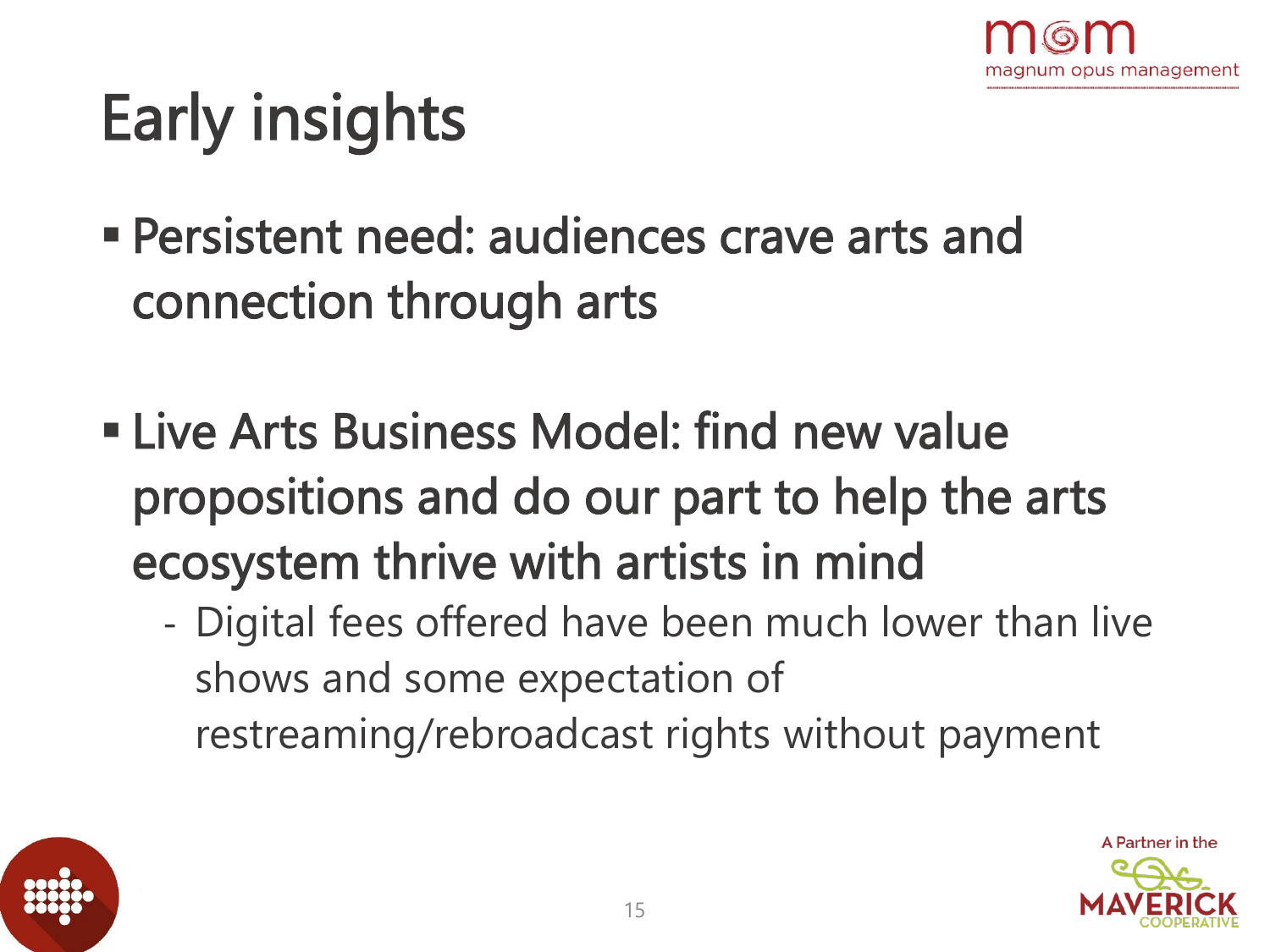# Early insights

- Persistent need: audiences crave arts and connection through arts

- Live Arts Business Model: find new value propositions and do our part to help the arts ecosystem thrive with artists in mind
  - Digital fees offered have been much lower than live shows and some expectation of restreaming/rebroadcast rights without payment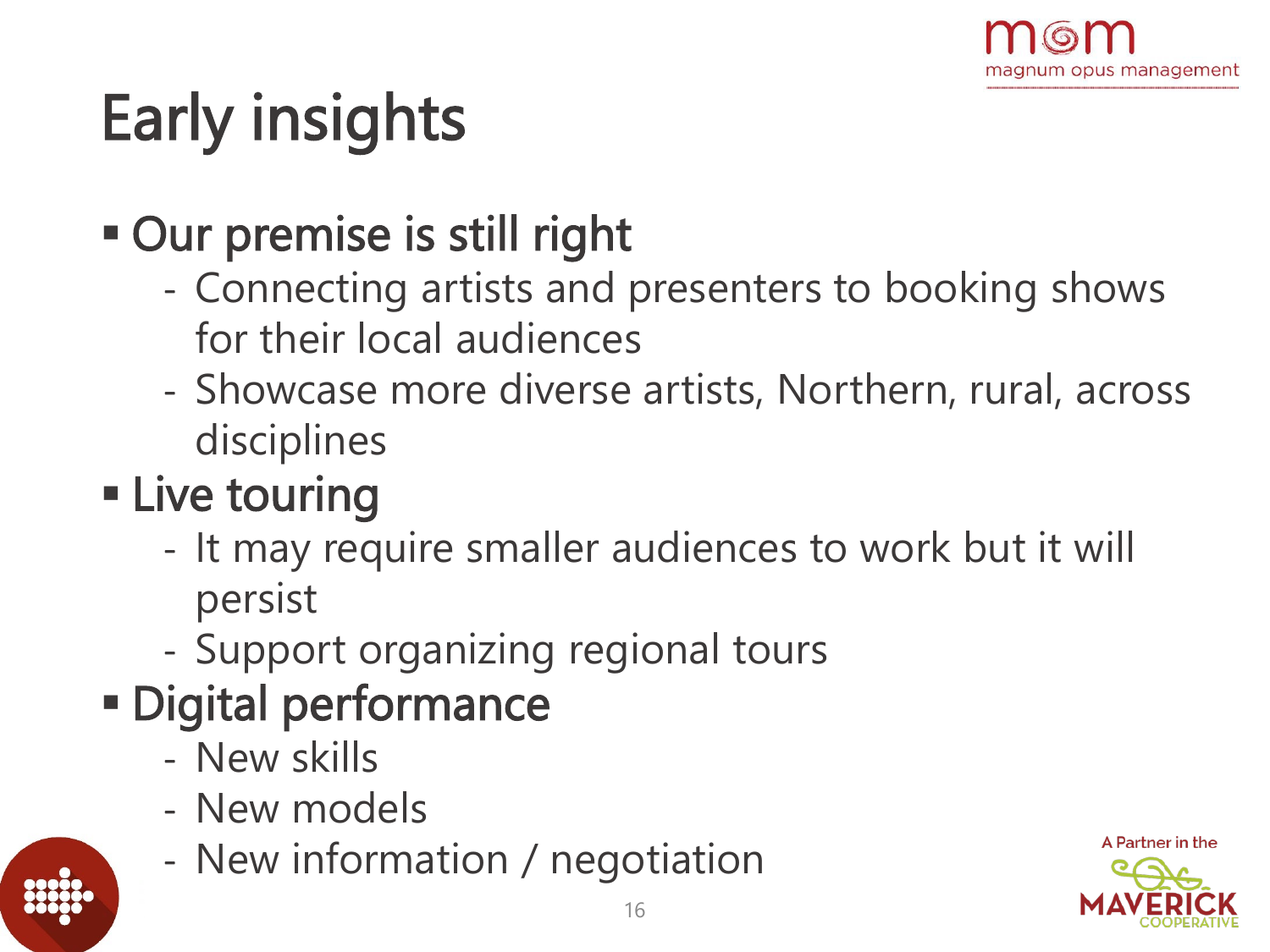# Early insights

- **Our premise is still right**
  - Connecting artists and presenters to booking shows for their local audiences
  - Showcase more diverse artists, Northern, rural, across disciplines
- **Live touring**
  - It may require smaller audiences to work but it will persist
  - Support organizing regional tours
- **Digital performance**
  - New skills
  - New models
  - New information / negotiation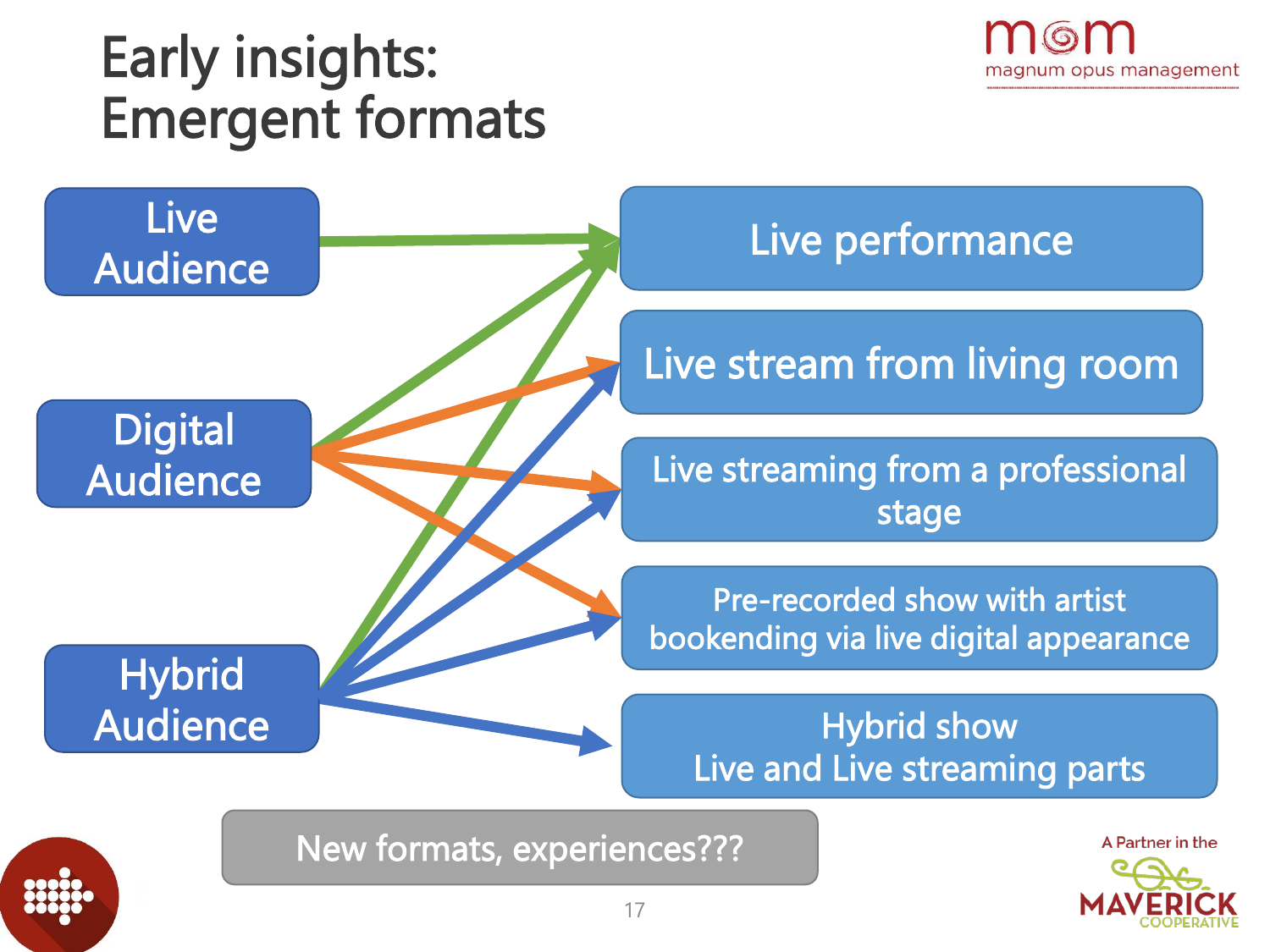# Early insights: Emergent formats

**Live Audience**
- Live performance

**Digital Audience**
- Live performance
- Live stream from living room
- Live streaming from a professional stage
- Pre-recorded show with artist bookending via live digital appearance

**Hybrid Audience**
- Live performance
- Live stream from living room
- Live streaming from a professional stage
- Pre-recorded show with artist bookending via live digital appearance
- Hybrid show Live and Live streaming parts

New formats, experiences???

A Partner in the MAVERICK COOPERATIVE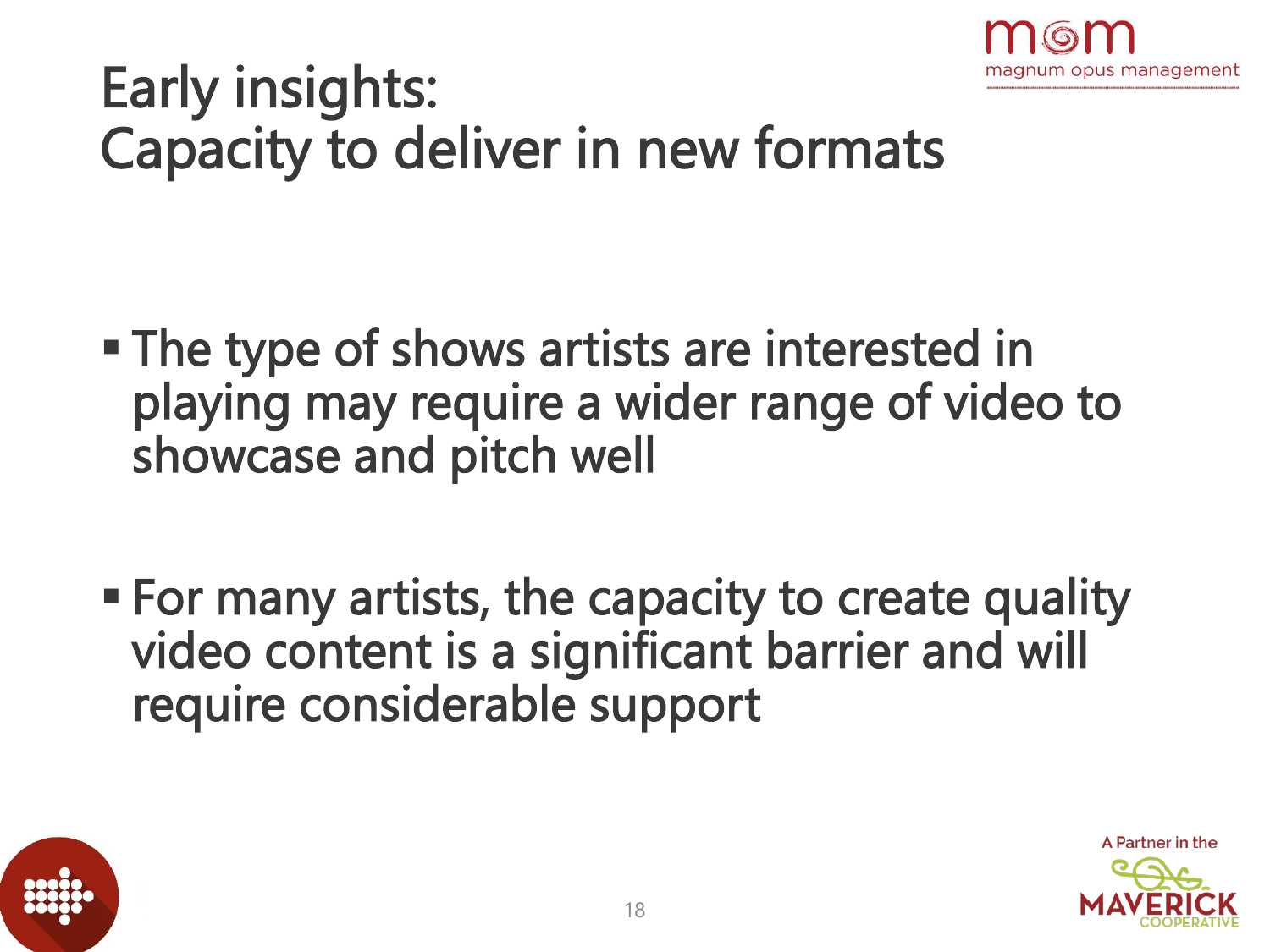# Early insights: Capacity to deliver in new formats

- The type of shows artists are interested in playing may require a wider range of video to showcase and pitch well

- For many artists, the capacity to create quality video content is a significant barrier and will require considerable support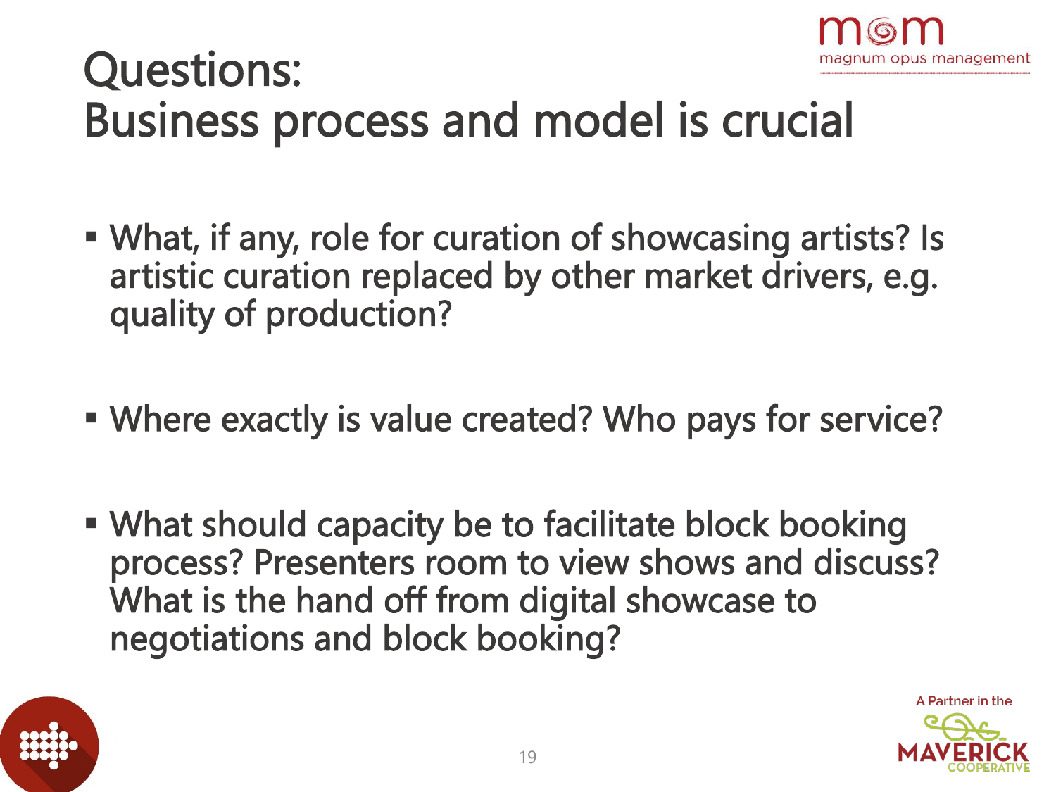# Questions: Business process and model is crucial

- What, if any, role for curation of showcasing artists? Is artistic curation replaced by other market drivers, e.g. quality of production?

- Where exactly is value created? Who pays for service?

- What should capacity be to facilitate block booking process? Presenters room to view shows and discuss? What is the hand off from digital showcase to negotiations and block booking?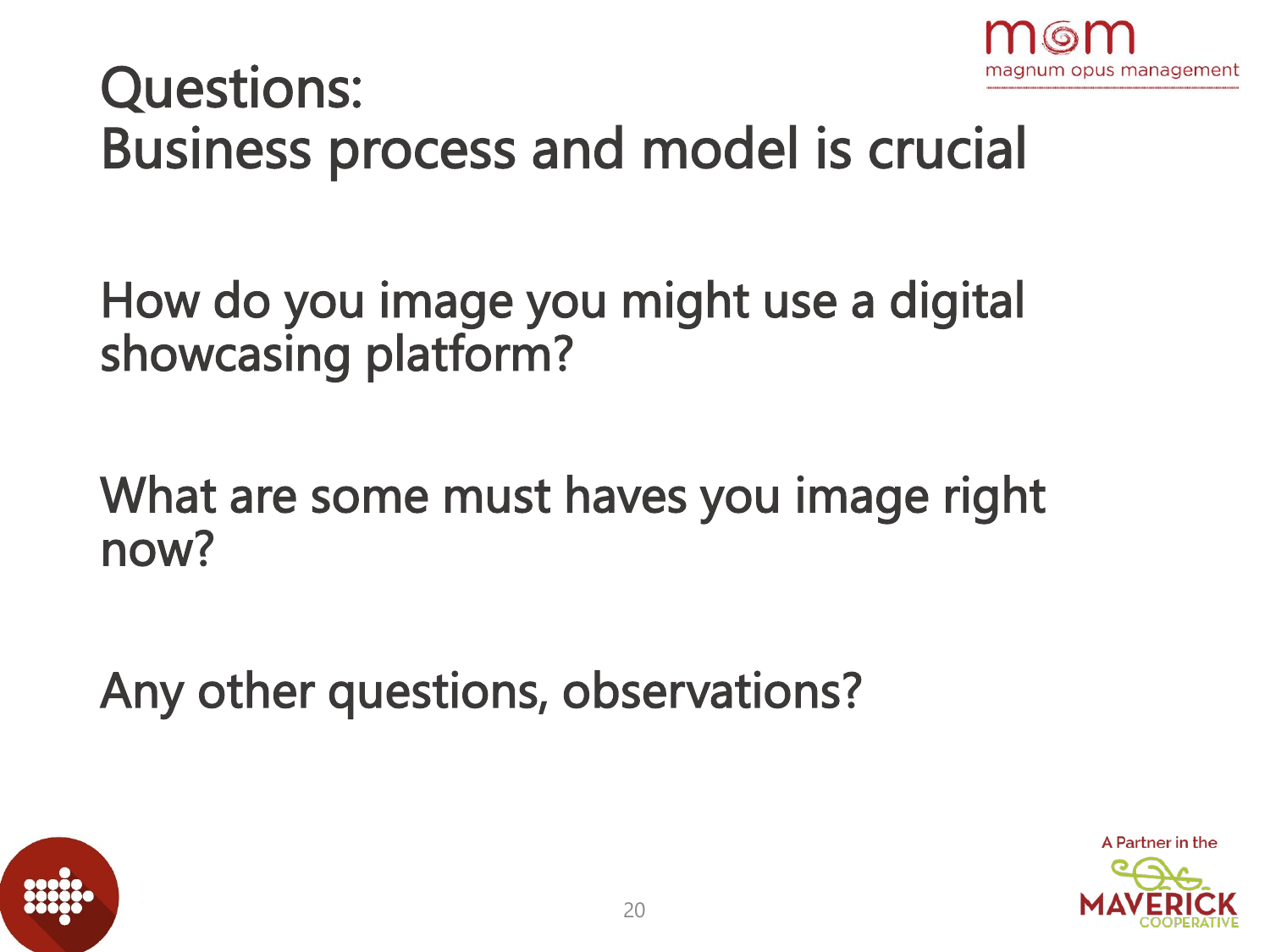# Questions:
# Business process and model is crucial

How do you image you might use a digital showcasing platform?

What are some must haves you image right now?

Any other questions, observations?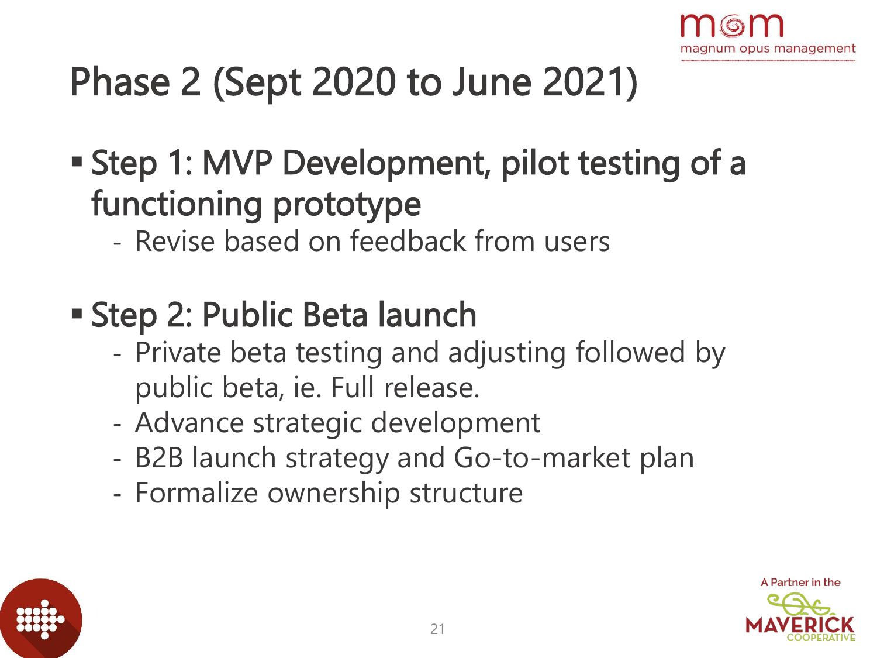# Phase 2 (Sept 2020 to June 2021)

- Step 1: MVP Development, pilot testing of a functioning prototype
  - Revise based on feedback from users

- Step 2: Public Beta launch
  - Private beta testing and adjusting followed by public beta, ie. Full release.
  - Advance strategic development
  - B2B launch strategy and Go-to-market plan
  - Formalize ownership structure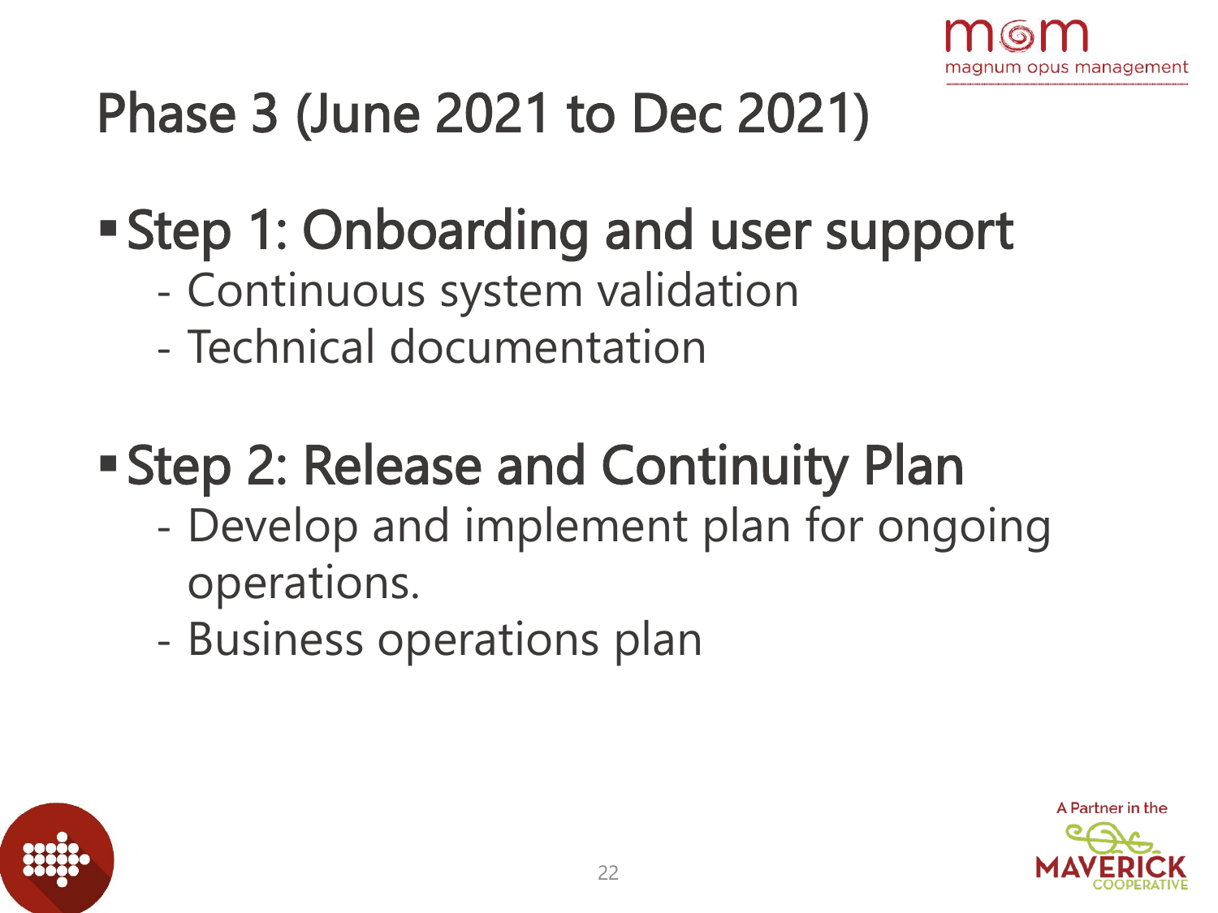# Phase 3 (June 2021 to Dec 2021)

- **Step 1: Onboarding and user support**
  - Continuous system validation
  - Technical documentation

- **Step 2: Release and Continuity Plan**
  - Develop and implement plan for ongoing operations.
  - Business operations plan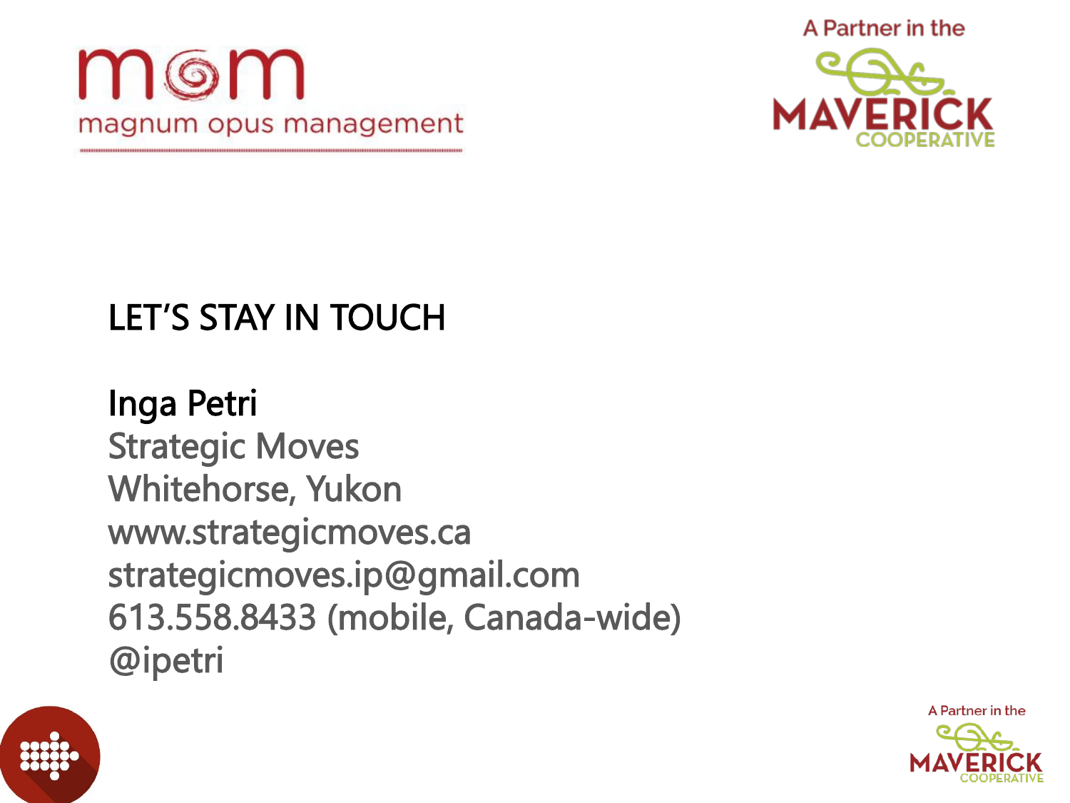mom

magnum opus management

A Partner in the

MAVERICK COOPERATIVE

# LET'S STAY IN TOUCH

**Inga Petri**

Strategic Moves

Whitehorse, Yukon

www.strategicmoves.ca

strategicmoves.ip@gmail.com

613.558.8433 (mobile, Canada-wide)

@ipetri